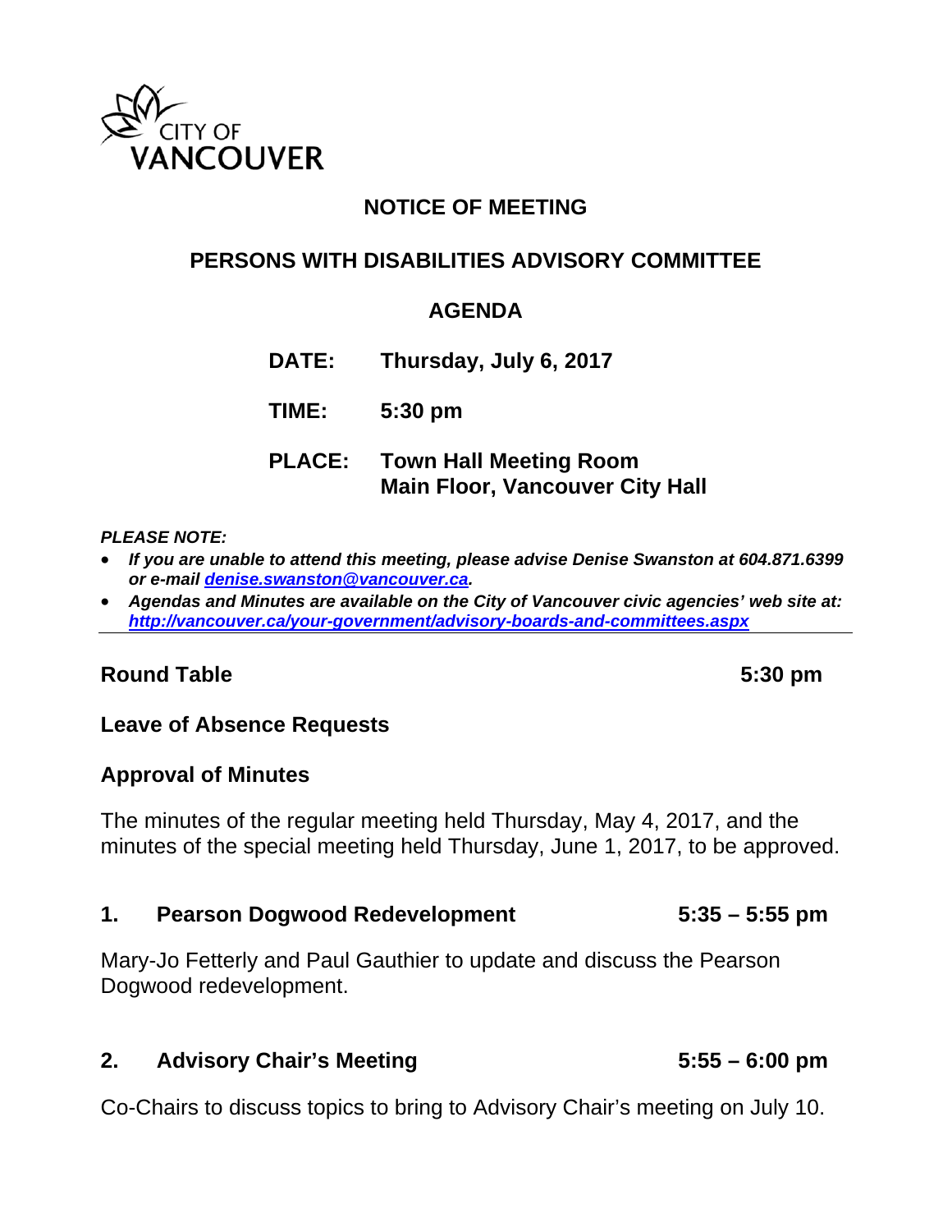CITY OF VANCOUVER

# NOTICE OF MEETING

## PERSONS WITH DISABILITIES ADVISORY COMMITTEE

## AGENDA

**DATE:** Thursday, July 6, 2017

**TIME:** 5:30 pm

**PLACE:** Town Hall Meeting Room
Main Floor, Vancouver City Hall

***PLEASE NOTE:***

- ***If you are unable to attend this meeting, please advise Denise Swanston at 604.871.6399 or e-mail [denise.swanston@vancouver.ca](mailto:denise.swanston@vancouver.ca).***
- ***Agendas and Minutes are available on the City of Vancouver civic agencies' web site at: [http://vancouver.ca/your-government/advisory-boards-and-committees.aspx](http://vancouver.ca/your-government/advisory-boards-and-committees.aspx)***

---

### Round Table — 5:30 pm

### Leave of Absence Requests

### Approval of Minutes

The minutes of the regular meeting held Thursday, May 4, 2017, and the minutes of the special meeting held Thursday, June 1, 2017, to be approved.

### 1. Pearson Dogwood Redevelopment — 5:35 – 5:55 pm

Mary-Jo Fetterly and Paul Gauthier to update and discuss the Pearson Dogwood redevelopment.

### 2. Advisory Chair's Meeting — 5:55 – 6:00 pm

Co-Chairs to discuss topics to bring to Advisory Chair's meeting on July 10.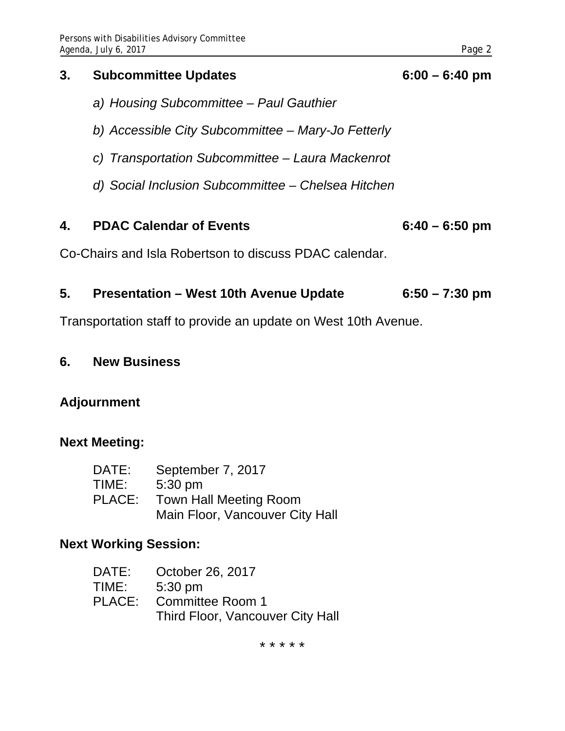## 3. Subcommittee Updates 6:00 – 6:40 pm

a) *Housing Subcommittee – Paul Gauthier*

b) *Accessible City Subcommittee – Mary-Jo Fetterly*

c) *Transportation Subcommittee – Laura Mackenrot*

d) *Social Inclusion Subcommittee – Chelsea Hitchen*

## 4. PDAC Calendar of Events 6:40 – 6:50 pm

Co-Chairs and Isla Robertson to discuss PDAC calendar.

## 5. Presentation – West 10th Avenue Update 6:50 – 7:30 pm

Transportation staff to provide an update on West 10th Avenue.

## 6. New Business

## Adjournment

## Next Meeting:

DATE: September 7, 2017
TIME: 5:30 pm
PLACE: Town Hall Meeting Room
Main Floor, Vancouver City Hall

## Next Working Session:

DATE: October 26, 2017
TIME: 5:30 pm
PLACE: Committee Room 1
Third Floor, Vancouver City Hall

* * * * *